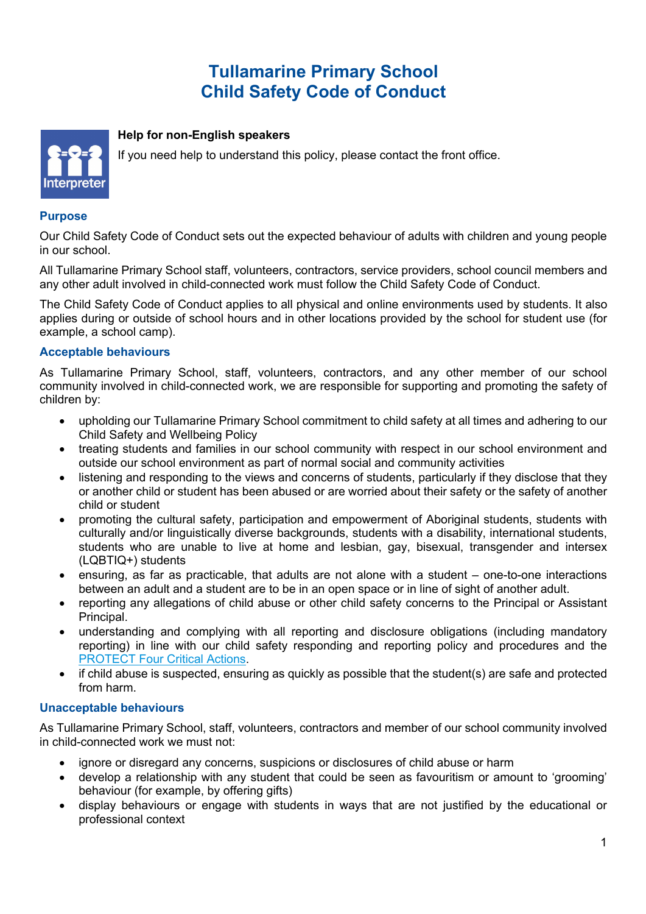# Tullamarine Primary School
# Child Safety Code of Conduct

**Help for non-English speakers**

If you need help to understand this policy, please contact the front office.

## Purpose

Our Child Safety Code of Conduct sets out the expected behaviour of adults with children and young people in our school.

All Tullamarine Primary School staff, volunteers, contractors, service providers, school council members and any other adult involved in child-connected work must follow the Child Safety Code of Conduct.

The Child Safety Code of Conduct applies to all physical and online environments used by students. It also applies during or outside of school hours and in other locations provided by the school for student use (for example, a school camp).

## Acceptable behaviours

As Tullamarine Primary School, staff, volunteers, contractors, and any other member of our school community involved in child-connected work, we are responsible for supporting and promoting the safety of children by:

- upholding our Tullamarine Primary School commitment to child safety at all times and adhering to our Child Safety and Wellbeing Policy
- treating students and families in our school community with respect in our school environment and outside our school environment as part of normal social and community activities
- listening and responding to the views and concerns of students, particularly if they disclose that they or another child or student has been abused or are worried about their safety or the safety of another child or student
- promoting the cultural safety, participation and empowerment of Aboriginal students, students with culturally and/or linguistically diverse backgrounds, students with a disability, international students, students who are unable to live at home and lesbian, gay, bisexual, transgender and intersex (LQBTIQ+) students
- ensuring, as far as practicable, that adults are not alone with a student – one-to-one interactions between an adult and a student are to be in an open space or in line of sight of another adult.
- reporting any allegations of child abuse or other child safety concerns to the Principal or Assistant Principal.
- understanding and complying with all reporting and disclosure obligations (including mandatory reporting) in line with our child safety responding and reporting policy and procedures and the PROTECT Four Critical Actions.
- if child abuse is suspected, ensuring as quickly as possible that the student(s) are safe and protected from harm.

## Unacceptable behaviours

As Tullamarine Primary School, staff, volunteers, contractors and member of our school community involved in child-connected work we must not:

- ignore or disregard any concerns, suspicions or disclosures of child abuse or harm
- develop a relationship with any student that could be seen as favouritism or amount to 'grooming' behaviour (for example, by offering gifts)
- display behaviours or engage with students in ways that are not justified by the educational or professional context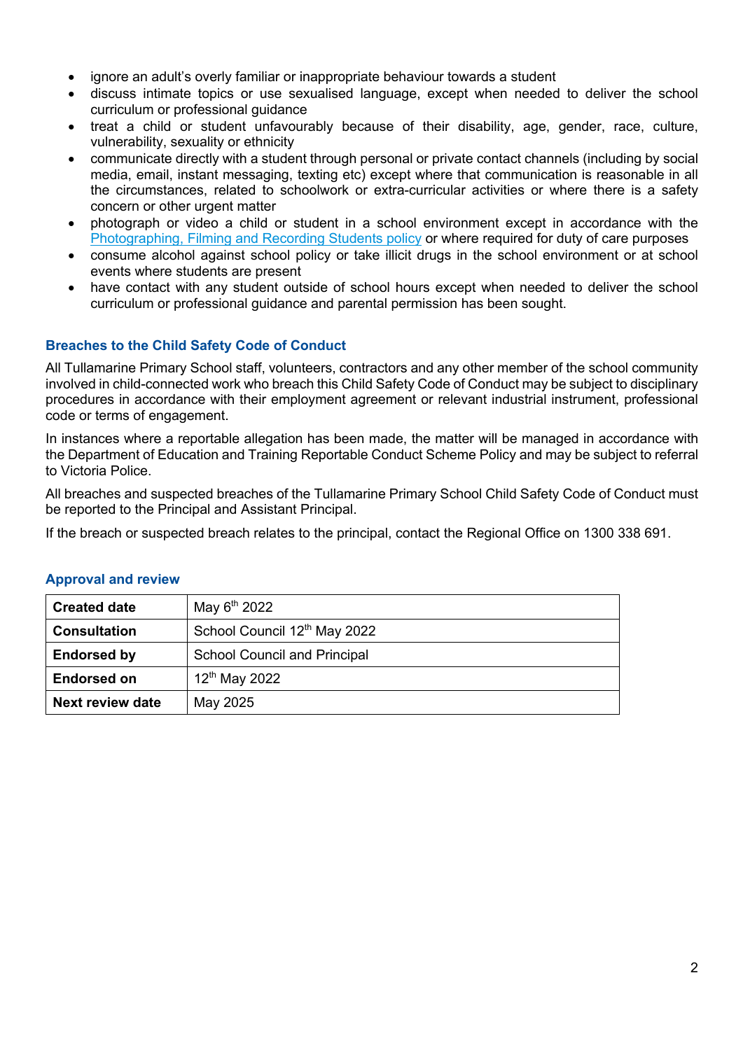- ignore an adult's overly familiar or inappropriate behaviour towards a student
- discuss intimate topics or use sexualised language, except when needed to deliver the school curriculum or professional guidance
- treat a child or student unfavourably because of their disability, age, gender, race, culture, vulnerability, sexuality or ethnicity
- communicate directly with a student through personal or private contact channels (including by social media, email, instant messaging, texting etc) except where that communication is reasonable in all the circumstances, related to schoolwork or extra-curricular activities or where there is a safety concern or other urgent matter
- photograph or video a child or student in a school environment except in accordance with the Photographing, Filming and Recording Students policy or where required for duty of care purposes
- consume alcohol against school policy or take illicit drugs in the school environment or at school events where students are present
- have contact with any student outside of school hours except when needed to deliver the school curriculum or professional guidance and parental permission has been sought.

### Breaches to the Child Safety Code of Conduct

All Tullamarine Primary School staff, volunteers, contractors and any other member of the school community involved in child-connected work who breach this Child Safety Code of Conduct may be subject to disciplinary procedures in accordance with their employment agreement or relevant industrial instrument, professional code or terms of engagement.

In instances where a reportable allegation has been made, the matter will be managed in accordance with the Department of Education and Training Reportable Conduct Scheme Policy and may be subject to referral to Victoria Police.

All breaches and suspected breaches of the Tullamarine Primary School Child Safety Code of Conduct must be reported to the Principal and Assistant Principal.

If the breach or suspected breach relates to the principal, contact the Regional Office on 1300 338 691.

### Approval and review

| | |
|---|---|
| **Created date** | May 6th 2022 |
| **Consultation** | School Council 12th May 2022 |
| **Endorsed by** | School Council and Principal |
| **Endorsed on** | 12th May 2022 |
| **Next review date** | May 2025 |